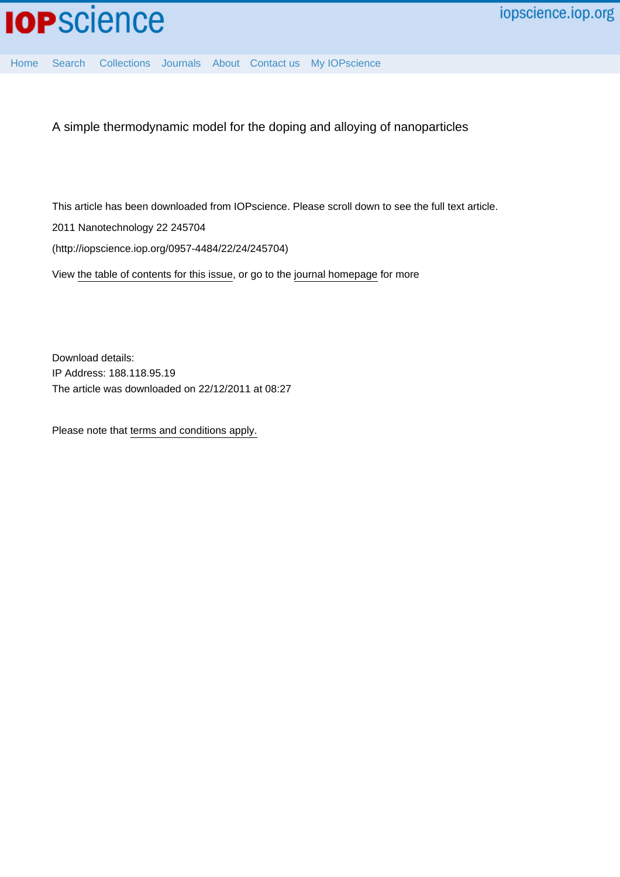A simple thermodynamic model for the doping and alloying of nanoparticles

This article has been downloaded from IOPscience. Please scroll down to see the full text article.

2011 Nanotechnology 22 245704

(http://iopscience.iop.org/0957-4484/22/24/245704)

View the table of contents for this issue, or go to the journal homepage for more

Download details:
IP Address: 188.118.95.19
The article was downloaded on 22/12/2011 at 08:27

Please note that terms and conditions apply.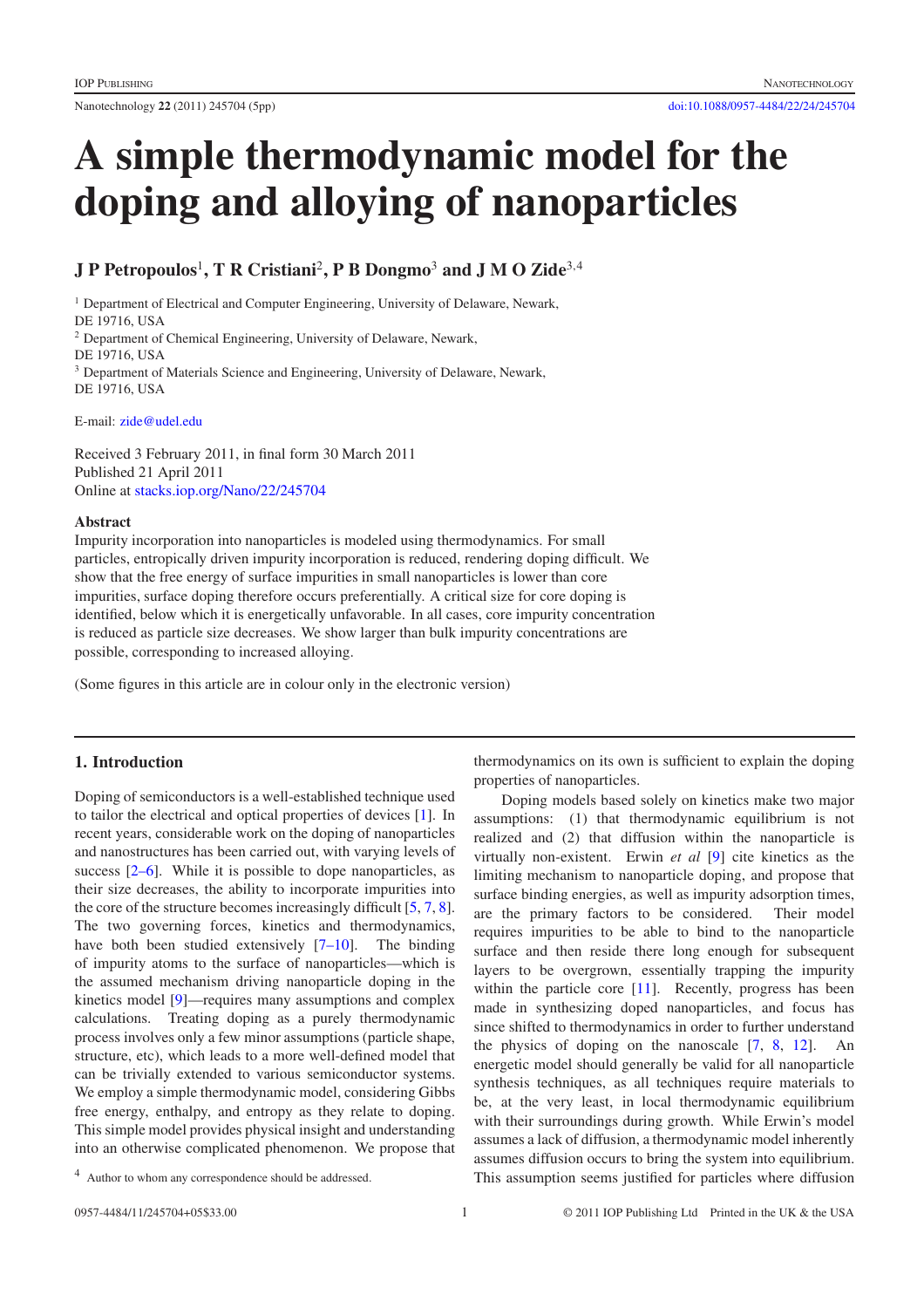# A simple thermodynamic model for the doping and alloying of nanoparticles

## J P Petropoulos[1], T R Cristiani[2], P B Dongmo[3] and J M O Zide[3,4]

[1] Department of Electrical and Computer Engineering, University of Delaware, Newark, DE 19716, USA
[2] Department of Chemical Engineering, University of Delaware, Newark, DE 19716, USA
[3] Department of Materials Science and Engineering, University of Delaware, Newark, DE 19716, USA

E-mail: zide@udel.edu

Received 3 February 2011, in final form 30 March 2011
Published 21 April 2011
Online at stacks.iop.org/Nano/22/245704

### Abstract

Impurity incorporation into nanoparticles is modeled using thermodynamics. For small particles, entropically driven impurity incorporation is reduced, rendering doping difficult. We show that the free energy of surface impurities in small nanoparticles is lower than core impurities, surface doping therefore occurs preferentially. A critical size for core doping is identified, below which it is energetically unfavorable. In all cases, core impurity concentration is reduced as particle size decreases. We show larger than bulk impurity concentrations are possible, corresponding to increased alloying.

(Some figures in this article are in colour only in the electronic version)

## 1. Introduction

Doping of semiconductors is a well-established technique used to tailor the electrical and optical properties of devices [1]. In recent years, considerable work on the doping of nanoparticles and nanostructures has been carried out, with varying levels of success [2–6]. While it is possible to dope nanoparticles, as their size decreases, the ability to incorporate impurities into the core of the structure becomes increasingly difficult [5, 7, 8]. The two governing forces, kinetics and thermodynamics, have both been studied extensively [7–10]. The binding of impurity atoms to the surface of nanoparticles—which is the assumed mechanism driving nanoparticle doping in the kinetics model [9]—requires many assumptions and complex calculations. Treating doping as a purely thermodynamic process involves only a few minor assumptions (particle shape, structure, etc), which leads to a more well-defined model that can be trivially extended to various semiconductor systems. We employ a simple thermodynamic model, considering Gibbs free energy, enthalpy, and entropy as they relate to doping. This simple model provides physical insight and understanding into an otherwise complicated phenomenon. We propose that thermodynamics on its own is sufficient to explain the doping properties of nanoparticles.

Doping models based solely on kinetics make two major assumptions: (1) that thermodynamic equilibrium is not realized and (2) that diffusion within the nanoparticle is virtually non-existent. Erwin *et al* [9] cite kinetics as the limiting mechanism to nanoparticle doping, and propose that surface binding energies, as well as impurity adsorption times, are the primary factors to be considered. Their model requires impurities to be able to bind to the nanoparticle surface and then reside there long enough for subsequent layers to be overgrown, essentially trapping the impurity within the particle core [11]. Recently, progress has been made in synthesizing doped nanoparticles, and focus has since shifted to thermodynamics in order to further understand the physics of doping on the nanoscale [7, 8, 12]. An energetic model should generally be valid for all nanoparticle synthesis techniques, as all techniques require materials to be, at the very least, in local thermodynamic equilibrium with their surroundings during growth. While Erwin's model assumes a lack of diffusion, a thermodynamic model inherently assumes diffusion occurs to bring the system into equilibrium. This assumption seems justified for particles where diffusion

[4] Author to whom any correspondence should be addressed.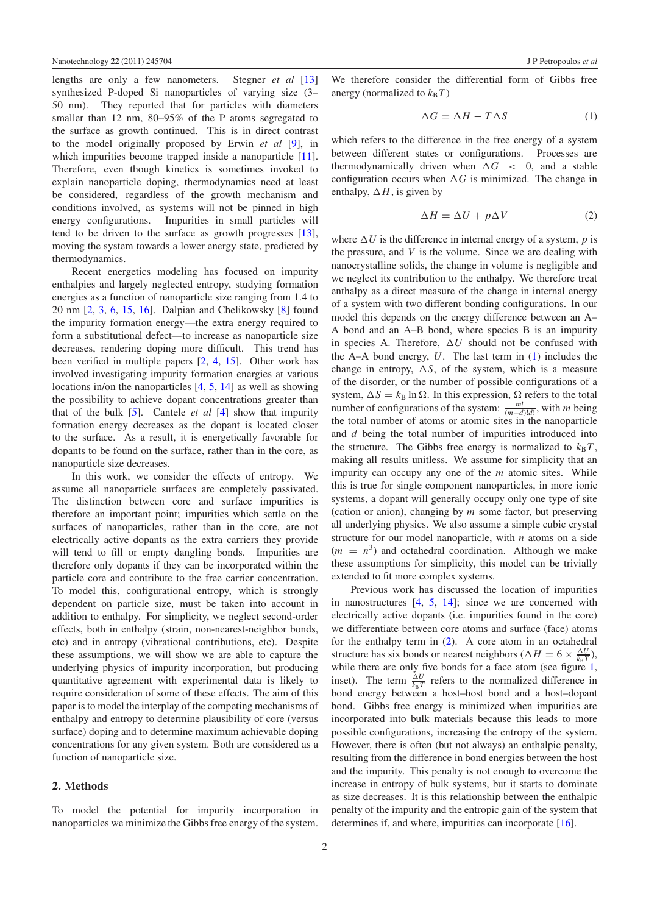lengths are only a few nanometers. Stegner *et al* [13] synthesized P-doped Si nanoparticles of varying size (3–50 nm). They reported that for particles with diameters smaller than 12 nm, 80–95% of the P atoms segregated to the surface as growth continued. This is in direct contrast to the model originally proposed by Erwin *et al* [9], in which impurities become trapped inside a nanoparticle [11]. Therefore, even though kinetics is sometimes invoked to explain nanoparticle doping, thermodynamics need at least be considered, regardless of the growth mechanism and conditions involved, as systems will not be pinned in high energy configurations. Impurities in small particles will tend to be driven to the surface as growth progresses [13], moving the system towards a lower energy state, predicted by thermodynamics.

Recent energetics modeling has focused on impurity enthalpies and largely neglected entropy, studying formation energies as a function of nanoparticle size ranging from 1.4 to 20 nm [2, 3, 6, 15, 16]. Dalpian and Chelikowsky [8] found the impurity formation energy—the extra energy required to form a substitutional defect—to increase as nanoparticle size decreases, rendering doping more difficult. This trend has been verified in multiple papers [2, 4, 15]. Other work has involved investigating impurity formation energies at various locations in/on the nanoparticles [4, 5, 14] as well as showing the possibility to achieve dopant concentrations greater than that of the bulk [5]. Cantele *et al* [4] show that impurity formation energy decreases as the dopant is located closer to the surface. As a result, it is energetically favorable for dopants to be found on the surface, rather than in the core, as nanoparticle size decreases.

In this work, we consider the effects of entropy. We assume all nanoparticle surfaces are completely passivated. The distinction between core and surface impurities is therefore an important point; impurities which settle on the surfaces of nanoparticles, rather than in the core, are not electrically active dopants as the extra carriers they provide will tend to fill or empty dangling bonds. Impurities are therefore only dopants if they can be incorporated within the particle core and contribute to the free carrier concentration. To model this, configurational entropy, which is strongly dependent on particle size, must be taken into account in addition to enthalpy. For simplicity, we neglect second-order effects, both in enthalpy (strain, non-nearest-neighbor bonds, etc) and in entropy (vibrational contributions, etc). Despite these assumptions, we will show we are able to capture the underlying physics of impurity incorporation, but producing quantitative agreement with experimental data is likely to require consideration of some of these effects. The aim of this paper is to model the interplay of the competing mechanisms of enthalpy and entropy to determine plausibility of core (versus surface) doping and to determine maximum achievable doping concentrations for any given system. Both are considered as a function of nanoparticle size.

## 2. Methods

To model the potential for impurity incorporation in nanoparticles we minimize the Gibbs free energy of the system. We therefore consider the differential form of Gibbs free energy (normalized to $k_B T$)

$$\Delta G = \Delta H - T\Delta S \tag{1}$$

which refers to the difference in the free energy of a system between different states or configurations. Processes are thermodynamically driven when $\Delta G < 0$, and a stable configuration occurs when $\Delta G$ is minimized. The change in enthalpy, $\Delta H$, is given by

$$\Delta H = \Delta U + p\Delta V \tag{2}$$

where $\Delta U$ is the difference in internal energy of a system, $p$ is the pressure, and $V$ is the volume. Since we are dealing with nanocrystalline solids, the change in volume is negligible and we neglect its contribution to the enthalpy. We therefore treat enthalpy as a direct measure of the change in internal energy of a system with two different bonding configurations. In our model this depends on the energy difference between an A–A bond and an A–B bond, where species B is an impurity in species A. Therefore, $\Delta U$ should not be confused with the A–A bond energy, $U$. The last term in (1) includes the change in entropy, $\Delta S$, of the system, which is a measure of the disorder, or the number of possible configurations of a system, $\Delta S = k_B \ln \Omega$. In this expression, $\Omega$ refers to the total number of configurations of the system: $\frac{m!}{(m-d)!d!}$, with $m$ being the total number of atoms or atomic sites in the nanoparticle and $d$ being the total number of impurities introduced into the structure. The Gibbs free energy is normalized to $k_B T$, making all results unitless. We assume for simplicity that an impurity can occupy any one of the $m$ atomic sites. While this is true for single component nanoparticles, in more ionic systems, a dopant will generally occupy only one type of site (cation or anion), changing by $m$ some factor, but preserving all underlying physics. We also assume a simple cubic crystal structure for our model nanoparticle, with $n$ atoms on a side ($m = n^3$) and octahedral coordination. Although we make these assumptions for simplicity, this model can be trivially extended to fit more complex systems.

Previous work has discussed the location of impurities in nanostructures [4, 5, 14]; since we are concerned with electrically active dopants (i.e. impurities found in the core) we differentiate between core atoms and surface (face) atoms for the enthalpy term in (2). A core atom in an octahedral structure has six bonds or nearest neighbors ($\Delta H = 6 \times \frac{\Delta U}{k_B T}$), while there are only five bonds for a face atom (see figure 1, inset). The term $\frac{\Delta U}{k_B T}$ refers to the normalized difference in bond energy between a host–host bond and a host–dopant bond. Gibbs free energy is minimized when impurities are incorporated into bulk materials because this leads to more possible configurations, increasing the entropy of the system. However, there is often (but not always) an enthalpic penalty, resulting from the difference in bond energies between the host and the impurity. This penalty is not enough to overcome the increase in entropy of bulk systems, but it starts to dominate as size decreases. It is this relationship between the enthalpic penalty of the impurity and the entropic gain of the system that determines if, and where, impurities can incorporate [16].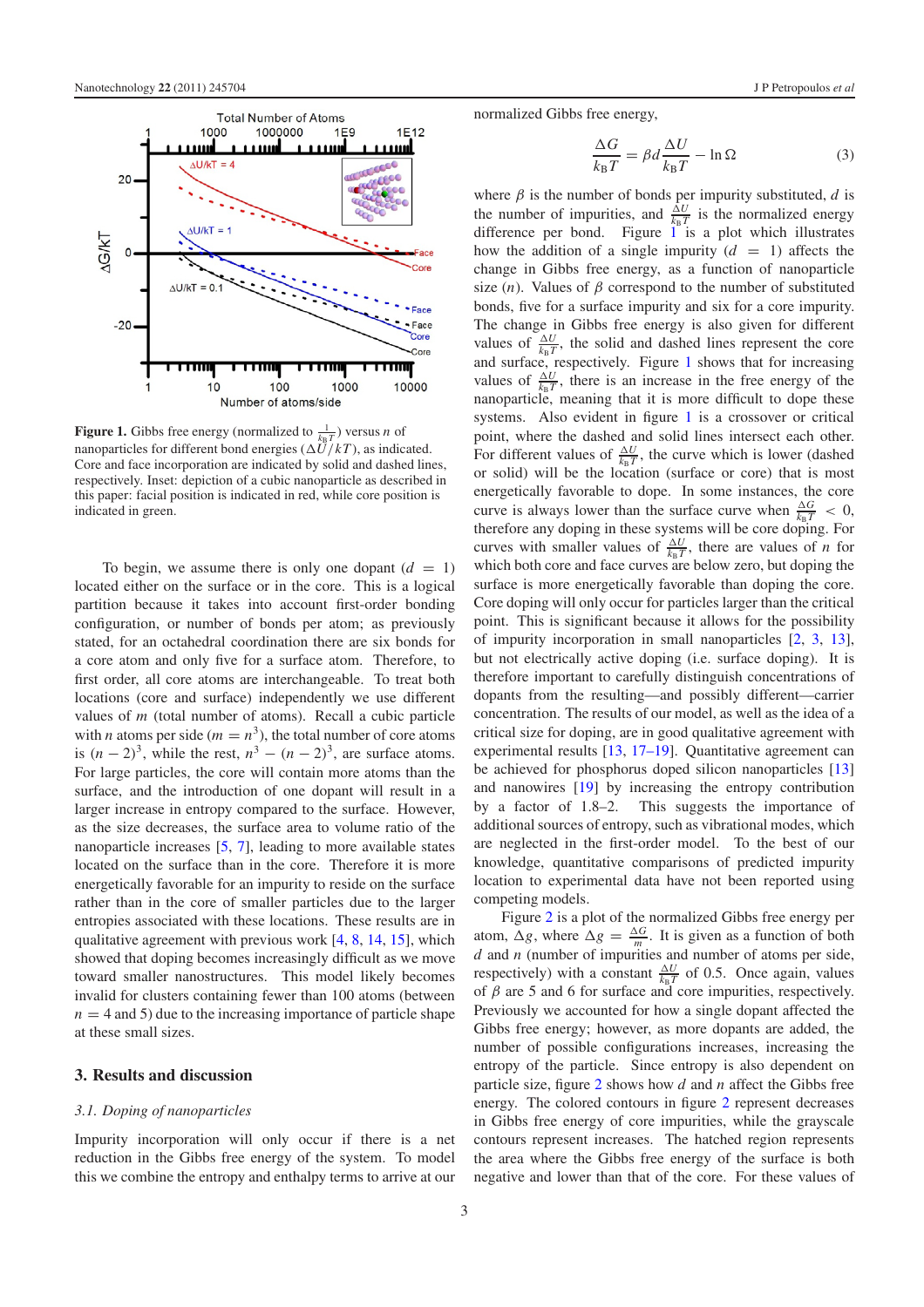**Figure 1.** Gibbs free energy (normalized to $\frac{1}{k_B T}$) versus $n$ of nanoparticles for different bond energies ($\Delta U/kT$), as indicated. Core and face incorporation are indicated by solid and dashed lines, respectively. Inset: depiction of a cubic nanoparticle as described in this paper: facial position is indicated in red, while core position is indicated in green.

To begin, we assume there is only one dopant ($d = 1$) located either on the surface or in the core. This is a logical partition because it takes into account first-order bonding configuration, or number of bonds per atom; as previously stated, for an octahedral coordination there are six bonds for a core atom and only five for a surface atom. Therefore, to first order, all core atoms are interchangeable. To treat both locations (core and surface) independently we use different values of $m$ (total number of atoms). Recall a cubic particle with $n$ atoms per side ($m = n^3$), the total number of core atoms is $(n - 2)^3$, while the rest, $n^3 - (n - 2)^3$, are surface atoms. For large particles, the core will contain more atoms than the surface, and the introduction of one dopant will result in a larger increase in entropy compared to the surface. However, as the size decreases, the surface area to volume ratio of the nanoparticle increases [5, 7], leading to more available states located on the surface than in the core. Therefore it is more energetically favorable for an impurity to reside on the surface rather than in the core of smaller particles due to the larger entropies associated with these locations. These results are in qualitative agreement with previous work [4, 8, 14, 15], which showed that doping becomes increasingly difficult as we move toward smaller nanostructures. This model likely becomes invalid for clusters containing fewer than 100 atoms (between $n = 4$ and 5) due to the increasing importance of particle shape at these small sizes.

## 3. Results and discussion

### *3.1. Doping of nanoparticles*

Impurity incorporation will only occur if there is a net reduction in the Gibbs free energy of the system. To model this we combine the entropy and enthalpy terms to arrive at our normalized Gibbs free energy,

$$\frac{\Delta G}{k_B T} = \beta d \frac{\Delta U}{k_B T} - \ln \Omega \tag{3}$$

where $\beta$ is the number of bonds per impurity substituted, $d$ is the number of impurities, and $\frac{\Delta U}{k_B T}$ is the normalized energy difference per bond. Figure 1 is a plot which illustrates how the addition of a single impurity ($d = 1$) affects the change in Gibbs free energy, as a function of nanoparticle size ($n$). Values of $\beta$ correspond to the number of substituted bonds, five for a surface impurity and six for a core impurity. The change in Gibbs free energy is also given for different values of $\frac{\Delta U}{k_B T}$, the solid and dashed lines represent the core and surface, respectively. Figure 1 shows that for increasing values of $\frac{\Delta U}{k_B T}$, there is an increase in the free energy of the nanoparticle, meaning that it is more difficult to dope these systems. Also evident in figure 1 is a crossover or critical point, where the dashed and solid lines intersect each other. For different values of $\frac{\Delta U}{k_B T}$, the curve which is lower (dashed or solid) will be the location (surface or core) that is most energetically favorable to dope. In some instances, the core curve is always lower than the surface curve when $\frac{\Delta G}{k_B T} < 0$, therefore any doping in these systems will be core doping. For curves with smaller values of $\frac{\Delta U}{k_B T}$, there are values of $n$ for which both core and face curves are below zero, but doping the surface is more energetically favorable than doping the core. Core doping will only occur for particles larger than the critical point. This is significant because it allows for the possibility of impurity incorporation in small nanoparticles [2, 3, 13], but not electrically active doping (i.e. surface doping). It is therefore important to carefully distinguish concentrations of dopants from the resulting—and possibly different—carrier concentration. The results of our model, as well as the idea of a critical size for doping, are in good qualitative agreement with experimental results [13, 17–19]. Quantitative agreement can be achieved for phosphorus doped silicon nanoparticles [13] and nanowires [19] by increasing the entropy contribution by a factor of 1.8–2. This suggests the importance of additional sources of entropy, such as vibrational modes, which are neglected in the first-order model. To the best of our knowledge, quantitative comparisons of predicted impurity location to experimental data have not been reported using competing models.

Figure 2 is a plot of the normalized Gibbs free energy per atom, $\Delta g$, where $\Delta g = \frac{\Delta G}{m}$. It is given as a function of both $d$ and $n$ (number of impurities and number of atoms per side, respectively) with a constant $\frac{\Delta U}{k_B T}$ of 0.5. Once again, values of $\beta$ are 5 and 6 for surface and core impurities, respectively. Previously we accounted for how a single dopant affected the Gibbs free energy; however, as more dopants are added, the number of possible configurations increases, increasing the entropy of the particle. Since entropy is also dependent on particle size, figure 2 shows how $d$ and $n$ affect the Gibbs free energy. The colored contours in figure 2 represent decreases in Gibbs free energy of core impurities, while the grayscale contours represent increases. The hatched region represents the area where the Gibbs free energy of the surface is both negative and lower than that of the core. For these values of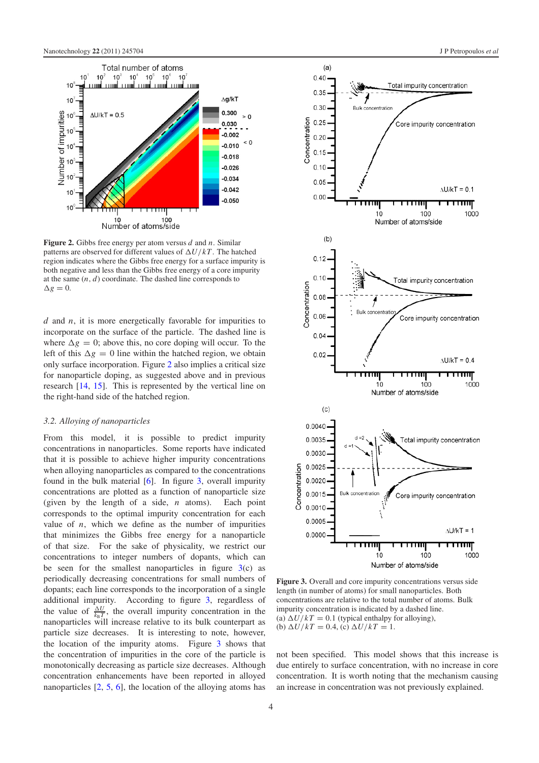**Figure 2.** Gibbs free energy per atom versus $d$ and $n$. Similar patterns are observed for different values of $\Delta U/kT$. The hatched region indicates where the Gibbs free energy for a surface impurity is both negative and less than the Gibbs free energy of a core impurity at the same $(n, d)$ coordinate. The dashed line corresponds to $\Delta g = 0$.

$d$ and $n$, it is more energetically favorable for impurities to incorporate on the surface of the particle. The dashed line is where $\Delta g = 0$; above this, no core doping will occur. To the left of this $\Delta g = 0$ line within the hatched region, we obtain only surface incorporation. Figure 2 also implies a critical size for nanoparticle doping, as suggested above and in previous research [14, 15]. This is represented by the vertical line on the right-hand side of the hatched region.

### 3.2. Alloying of nanoparticles

From this model, it is possible to predict impurity concentrations in nanoparticles. Some reports have indicated that it is possible to achieve higher impurity concentrations when alloying nanoparticles as compared to the concentrations found in the bulk material [6]. In figure 3, overall impurity concentrations are plotted as a function of nanoparticle size (given by the length of a side, $n$ atoms). Each point corresponds to the optimal impurity concentration for each value of $n$, which we define as the number of impurities that minimizes the Gibbs free energy for a nanoparticle of that size. For the sake of physicality, we restrict our concentrations to integer numbers of dopants, which can be seen for the smallest nanoparticles in figure 3(c) as periodically decreasing concentrations for small numbers of dopants; each line corresponds to the incorporation of a single additional impurity. According to figure 3, regardless of the value of $\frac{\Delta U}{k_B T}$, the overall impurity concentration in the nanoparticles will increase relative to its bulk counterpart as particle size decreases. It is interesting to note, however, the location of the impurity atoms. Figure 3 shows that the concentration of impurities in the core of the particle is monotonically decreasing as particle size decreases. Although concentration enhancements have been reported in alloyed nanoparticles [2, 5, 6], the location of the alloying atoms has not been specified. This model shows that this increase is due entirely to surface concentration, with no increase in core concentration. It is worth noting that the mechanism causing an increase in concentration was not previously explained.

**Figure 3.** Overall and core impurity concentrations versus side length (in number of atoms) for small nanoparticles. Both concentrations are relative to the total number of atoms. Bulk impurity concentration is indicated by a dashed line. (a) $\Delta U/kT = 0.1$ (typical enthalpy for alloying), (b) $\Delta U/kT = 0.4$, (c) $\Delta U/kT = 1$.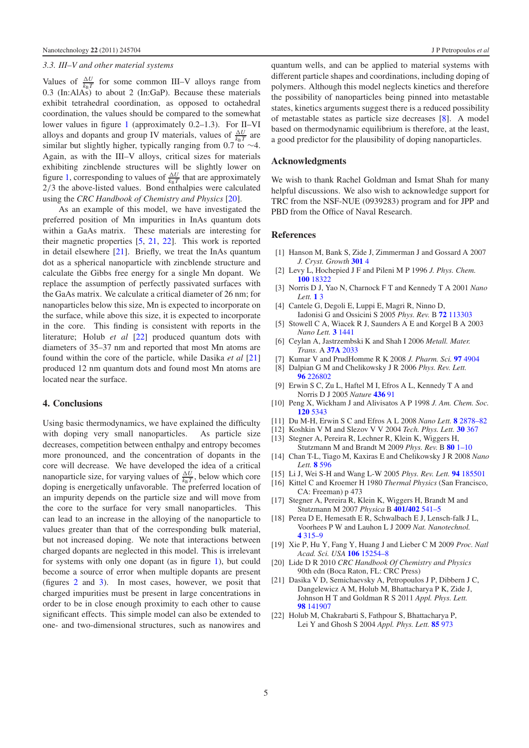### 3.3. III–V and other material systems

Values of $\frac{\Delta U}{k_B T}$ for some common III–V alloys range from 0.3 (In:AlAs) to about 2 (In:GaP). Because these materials exhibit tetrahedral coordination, as opposed to octahedral coordination, the values should be compared to the somewhat lower values in figure 1 (approximately 0.2–1.3). For II–VI alloys and dopants and group IV materials, values of $\frac{\Delta U}{k_B T}$ are similar but slightly higher, typically ranging from 0.7 to $\sim$4. Again, as with the III–V alloys, critical sizes for materials exhibiting zincblende structures will be slightly lower on figure 1, corresponding to values of $\frac{\Delta U}{k_B T}$ that are approximately 2/3 the above-listed values. Bond enthalpies were calculated using the *CRC Handbook of Chemistry and Physics* [20].

As an example of this model, we have investigated the preferred position of Mn impurities in InAs quantum dots within a GaAs matrix. These materials are interesting for their magnetic properties [5, 21, 22]. This work is reported in detail elsewhere [21]. Briefly, we treat the InAs quantum dot as a spherical nanoparticle with zincblende structure and calculate the Gibbs free energy for a single Mn dopant. We replace the assumption of perfectly passivated surfaces with the GaAs matrix. We calculate a critical diameter of 26 nm; for nanoparticles below this size, Mn is expected to incorporate on the surface, while above this size, it is expected to incorporate in the core. This finding is consistent with reports in the literature; Holub *et al* [22] produced quantum dots with diameters of 35–37 nm and reported that most Mn atoms are found within the core of the particle, while Dasika *et al* [21] produced 12 nm quantum dots and found most Mn atoms are located near the surface.

## 4. Conclusions

Using basic thermodynamics, we have explained the difficulty with doping very small nanoparticles. As particle size decreases, competition between enthalpy and entropy becomes more pronounced, and the concentration of dopants in the core will decrease. We have developed the idea of a critical nanoparticle size, for varying values of $\frac{\Delta U}{k_B T}$, below which core doping is energetically unfavorable. The preferred location of an impurity depends on the particle size and will move from the core to the surface for very small nanoparticles. This can lead to an increase in the alloying of the nanoparticle to values greater than that of the corresponding bulk material, but not increased doping. We note that interactions between charged dopants are neglected in this model. This is irrelevant for systems with only one dopant (as in figure 1), but could become a source of error when multiple dopants are present (figures 2 and 3). In most cases, however, we posit that charged impurities must be present in large concentrations in order to be in close enough proximity to each other to cause significant effects. This simple model can also be extended to one- and two-dimensional structures, such as nanowires and quantum wells, and can be applied to material systems with different particle shapes and coordinations, including doping of polymers. Although this model neglects kinetics and therefore the possibility of nanoparticles being pinned into metastable states, kinetics arguments suggest there is a reduced possibility of metastable states as particle size decreases [8]. A model based on thermodynamic equilibrium is therefore, at the least, a good predictor for the plausibility of doping nanoparticles.

## Acknowledgments

We wish to thank Rachel Goldman and Ismat Shah for many helpful discussions. We also wish to acknowledge support for TRC from the NSF-NUE (0939283) program and for JPP and PBD from the Office of Naval Research.

## References

[1] Hanson M, Bank S, Zide J, Zimmerman J and Gossard A 2007 *J. Cryst. Growth* **301** 4

[2] Levy L, Hochepied J F and Pileni M P 1996 *J. Phys. Chem.* **100** 18322

[3] Norris D J, Yao N, Charnock F T and Kennedy T A 2001 *Nano Lett.* **1** 3

[4] Cantele G, Degoli E, Luppi E, Magri R, Ninno D, Iadonisi G and Ossicini S 2005 *Phys. Rev.* B **72** 113303

[5] Stowell C A, Wiacek R J, Saunders A E and Korgel B A 2003 *Nano Lett.* **3** 1441

[6] Ceylan A, Jastrzembski K and Shah I 2006 *Metall. Mater. Trans.* A **37A** 2033

[7] Kumar V and PrudHomme R K 2008 *J. Pharm. Sci.* **97** 4904

[8] Dalpian G M and Chelikowsky J R 2006 *Phys. Rev. Lett.* **96** 226802

[9] Erwin S C, Zu L, Haftel M I, Efros A L, Kennedy T A and Norris D J 2005 *Nature* **436** 91

[10] Peng X, Wickham J and Alivisatos A P 1998 *J. Am. Chem. Soc.* **120** 5343

[11] Du M-H, Erwin S C and Efros A L 2008 *Nano Lett.* **8** 2878–82

[12] Koshkin V M and Slezov V V 2004 *Tech. Phys. Lett.* **30** 367

[13] Stegner A, Pereira R, Lechner R, Klein K, Wiggers H, Stutzmann M and Brandt M 2009 *Phys. Rev.* B **80** 1–10

[14] Chan T-L, Tiago M, Kaxiras E and Chelikowsky J R 2008 *Nano Lett.* **8** 596

[15] Li J, Wei S-H and Wang L-W 2005 *Phys. Rev. Lett.* **94** 185501

[16] Kittel C and Kroemer H 1980 *Thermal Physics* (San Francisco, CA: Freeman) p 473

[17] Stegner A, Pereira R, Klein K, Wiggers H, Brandt M and Stutzmann M 2007 *Physica* B **401/402** 541–5

[18] Perea D E, Hemesath E R, Schwalbach E J, Lensch-falk J L, Voorhees P W and Lauhon L J 2009 *Nat. Nanotechnol.* **4** 315–9

[19] Xie P, Hu Y, Fang Y, Huang J and Lieber C M 2009 *Proc. Natl Acad. Sci. USA* **106** 15254–8

[20] Lide D R 2010 *CRC Handbook Of Chemistry and Physics* 90th edn (Boca Raton, FL: CRC Press)

[21] Dasika V D, Semichaevsky A, Petropoulos J P, Dibbern J C, Dangelewicz A M, Holub M, Bhattacharya P K, Zide J, Johnson H T and Goldman R S 2011 *Appl. Phys. Lett.* **98** 141907

[22] Holub M, Chakrabarti S, Fathpour S, Bhattacharya P, Lei Y and Ghosh S 2004 *Appl. Phys. Lett.* **85** 973